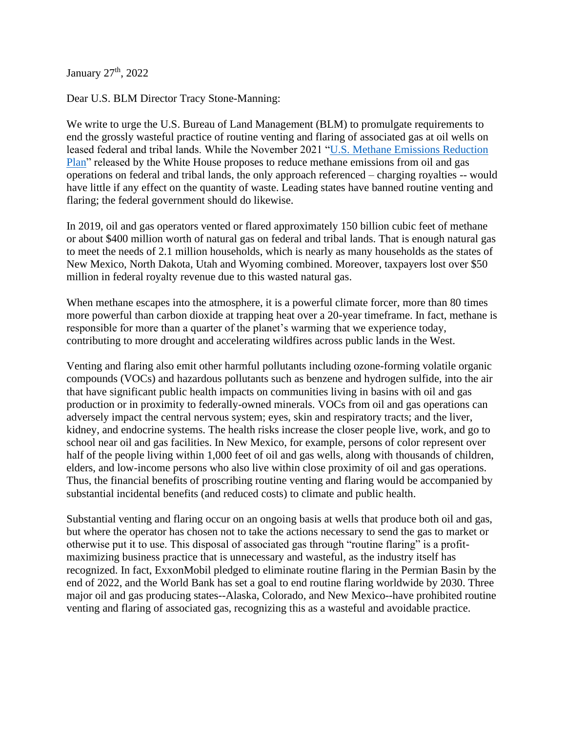January 27th, 2022

Dear U.S. BLM Director Tracy Stone-Manning:

We write to urge the U.S. Bureau of Land Management (BLM) to promulgate requirements to end the grossly wasteful practice of routine venting and flaring of associated gas at oil wells on leased federal and tribal lands. While the November 2021 "[U.S. Methane Emissions Reduction Plan]" released by the White House proposes to reduce methane emissions from oil and gas operations on federal and tribal lands, the only approach referenced – charging royalties -- would have little if any effect on the quantity of waste. Leading states have banned routine venting and flaring; the federal government should do likewise.

In 2019, oil and gas operators vented or flared approximately 150 billion cubic feet of methane or about $400 million worth of natural gas on federal and tribal lands. That is enough natural gas to meet the needs of 2.1 million households, which is nearly as many households as the states of New Mexico, North Dakota, Utah and Wyoming combined. Moreover, taxpayers lost over $50 million in federal royalty revenue due to this wasted natural gas.

When methane escapes into the atmosphere, it is a powerful climate forcer, more than 80 times more powerful than carbon dioxide at trapping heat over a 20-year timeframe. In fact, methane is responsible for more than a quarter of the planet's warming that we experience today, contributing to more drought and accelerating wildfires across public lands in the West.

Venting and flaring also emit other harmful pollutants including ozone-forming volatile organic compounds (VOCs) and hazardous pollutants such as benzene and hydrogen sulfide, into the air that have significant public health impacts on communities living in basins with oil and gas production or in proximity to federally-owned minerals. VOCs from oil and gas operations can adversely impact the central nervous system; eyes, skin and respiratory tracts; and the liver, kidney, and endocrine systems. The health risks increase the closer people live, work, and go to school near oil and gas facilities. In New Mexico, for example, persons of color represent over half of the people living within 1,000 feet of oil and gas wells, along with thousands of children, elders, and low-income persons who also live within close proximity of oil and gas operations. Thus, the financial benefits of proscribing routine venting and flaring would be accompanied by substantial incidental benefits (and reduced costs) to climate and public health.

Substantial venting and flaring occur on an ongoing basis at wells that produce both oil and gas, but where the operator has chosen not to take the actions necessary to send the gas to market or otherwise put it to use. This disposal of associated gas through "routine flaring" is a profit-maximizing business practice that is unnecessary and wasteful, as the industry itself has recognized. In fact, ExxonMobil pledged to eliminate routine flaring in the Permian Basin by the end of 2022, and the World Bank has set a goal to end routine flaring worldwide by 2030. Three major oil and gas producing states--Alaska, Colorado, and New Mexico--have prohibited routine venting and flaring of associated gas, recognizing this as a wasteful and avoidable practice.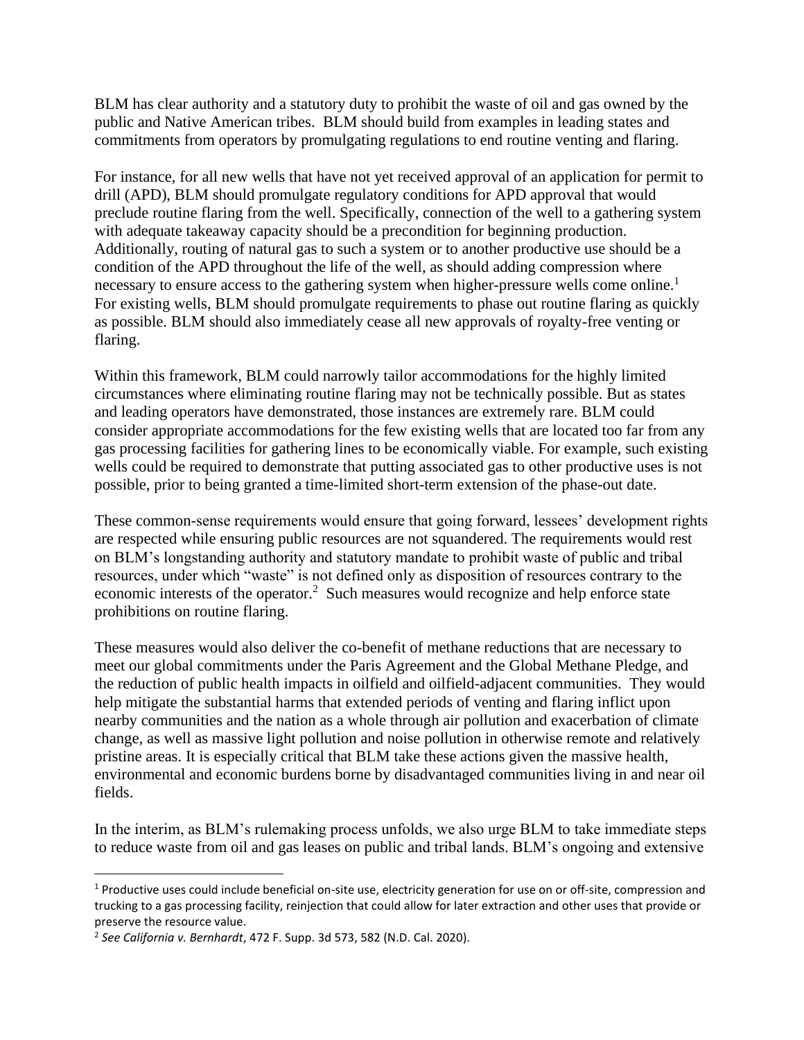BLM has clear authority and a statutory duty to prohibit the waste of oil and gas owned by the public and Native American tribes. BLM should build from examples in leading states and commitments from operators by promulgating regulations to end routine venting and flaring.

For instance, for all new wells that have not yet received approval of an application for permit to drill (APD), BLM should promulgate regulatory conditions for APD approval that would preclude routine flaring from the well. Specifically, connection of the well to a gathering system with adequate takeaway capacity should be a precondition for beginning production. Additionally, routing of natural gas to such a system or to another productive use should be a condition of the APD throughout the life of the well, as should adding compression where necessary to ensure access to the gathering system when higher-pressure wells come online.[1] For existing wells, BLM should promulgate requirements to phase out routine flaring as quickly as possible. BLM should also immediately cease all new approvals of royalty-free venting or flaring.

Within this framework, BLM could narrowly tailor accommodations for the highly limited circumstances where eliminating routine flaring may not be technically possible. But as states and leading operators have demonstrated, those instances are extremely rare. BLM could consider appropriate accommodations for the few existing wells that are located too far from any gas processing facilities for gathering lines to be economically viable. For example, such existing wells could be required to demonstrate that putting associated gas to other productive uses is not possible, prior to being granted a time-limited short-term extension of the phase-out date.

These common-sense requirements would ensure that going forward, lessees' development rights are respected while ensuring public resources are not squandered. The requirements would rest on BLM's longstanding authority and statutory mandate to prohibit waste of public and tribal resources, under which "waste" is not defined only as disposition of resources contrary to the economic interests of the operator.[2] Such measures would recognize and help enforce state prohibitions on routine flaring.

These measures would also deliver the co-benefit of methane reductions that are necessary to meet our global commitments under the Paris Agreement and the Global Methane Pledge, and the reduction of public health impacts in oilfield and oilfield-adjacent communities. They would help mitigate the substantial harms that extended periods of venting and flaring inflict upon nearby communities and the nation as a whole through air pollution and exacerbation of climate change, as well as massive light pollution and noise pollution in otherwise remote and relatively pristine areas. It is especially critical that BLM take these actions given the massive health, environmental and economic burdens borne by disadvantaged communities living in and near oil fields.

In the interim, as BLM's rulemaking process unfolds, we also urge BLM to take immediate steps to reduce waste from oil and gas leases on public and tribal lands. BLM's ongoing and extensive

---

[1] Productive uses could include beneficial on-site use, electricity generation for use on or off-site, compression and trucking to a gas processing facility, reinjection that could allow for later extraction and other uses that provide or preserve the resource value.

[2] *See California v. Bernhardt*, 472 F. Supp. 3d 573, 582 (N.D. Cal. 2020).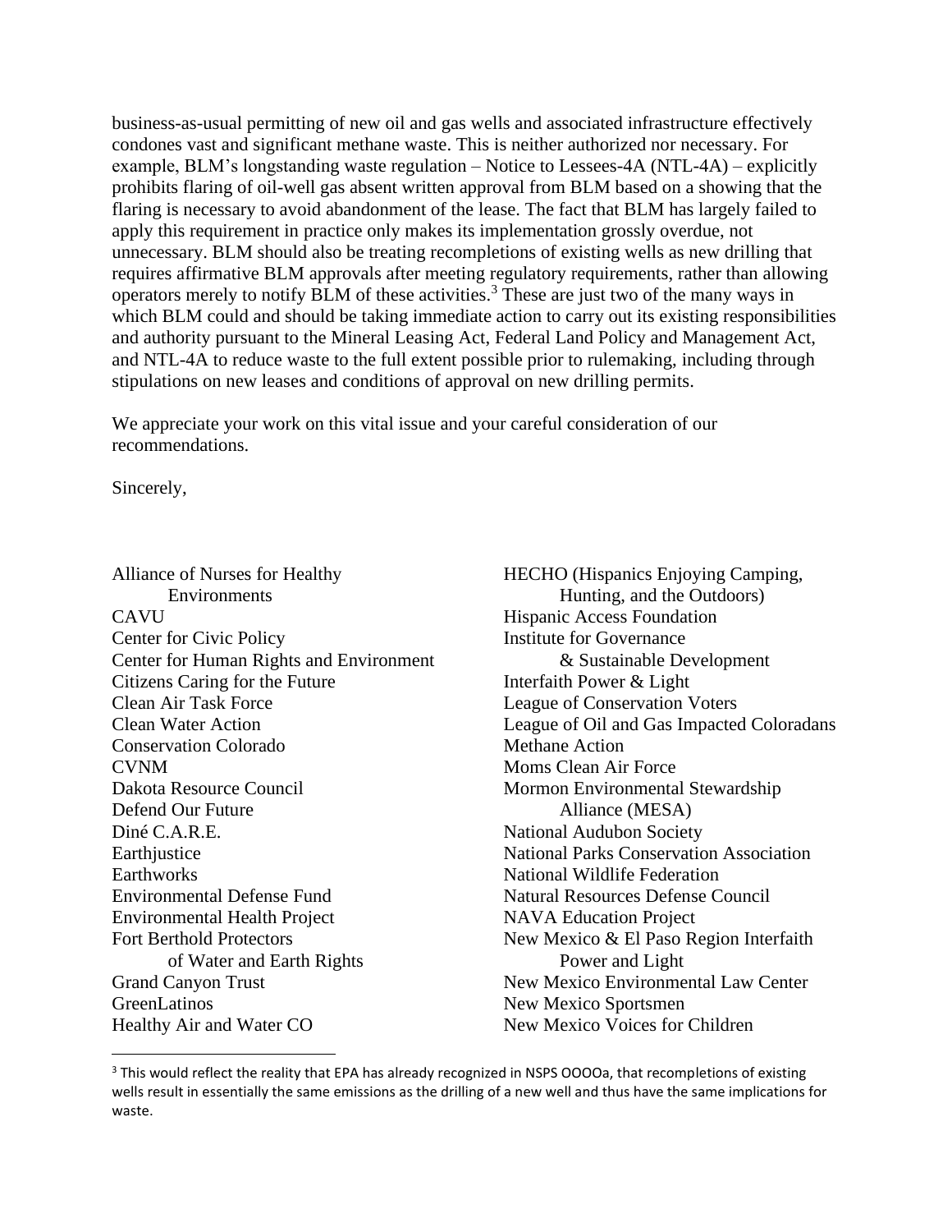business-as-usual permitting of new oil and gas wells and associated infrastructure effectively condones vast and significant methane waste. This is neither authorized nor necessary. For example, BLM's longstanding waste regulation – Notice to Lessees-4A (NTL-4A) – explicitly prohibits flaring of oil-well gas absent written approval from BLM based on a showing that the flaring is necessary to avoid abandonment of the lease. The fact that BLM has largely failed to apply this requirement in practice only makes its implementation grossly overdue, not unnecessary. BLM should also be treating recompletions of existing wells as new drilling that requires affirmative BLM approvals after meeting regulatory requirements, rather than allowing operators merely to notify BLM of these activities.[3] These are just two of the many ways in which BLM could and should be taking immediate action to carry out its existing responsibilities and authority pursuant to the Mineral Leasing Act, Federal Land Policy and Management Act, and NTL-4A to reduce waste to the full extent possible prior to rulemaking, including through stipulations on new leases and conditions of approval on new drilling permits.

We appreciate your work on this vital issue and your careful consideration of our recommendations.

Sincerely,

Alliance of Nurses for Healthy Environments
CAVU
Center for Civic Policy
Center for Human Rights and Environment
Citizens Caring for the Future
Clean Air Task Force
Clean Water Action
Conservation Colorado
CVNM
Dakota Resource Council
Defend Our Future
Diné C.A.R.E.
Earthjustice
Earthworks
Environmental Defense Fund
Environmental Health Project
Fort Berthold Protectors of Water and Earth Rights
Grand Canyon Trust
GreenLatinos
Healthy Air and Water CO
HECHO (Hispanics Enjoying Camping, Hunting, and the Outdoors)
Hispanic Access Foundation
Institute for Governance & Sustainable Development
Interfaith Power & Light
League of Conservation Voters
League of Oil and Gas Impacted Coloradans
Methane Action
Moms Clean Air Force
Mormon Environmental Stewardship Alliance (MESA)
National Audubon Society
National Parks Conservation Association
National Wildlife Federation
Natural Resources Defense Council
NAVA Education Project
New Mexico & El Paso Region Interfaith Power and Light
New Mexico Environmental Law Center
New Mexico Sportsmen
New Mexico Voices for Children

[3] This would reflect the reality that EPA has already recognized in NSPS OOOOa, that recompletions of existing wells result in essentially the same emissions as the drilling of a new well and thus have the same implications for waste.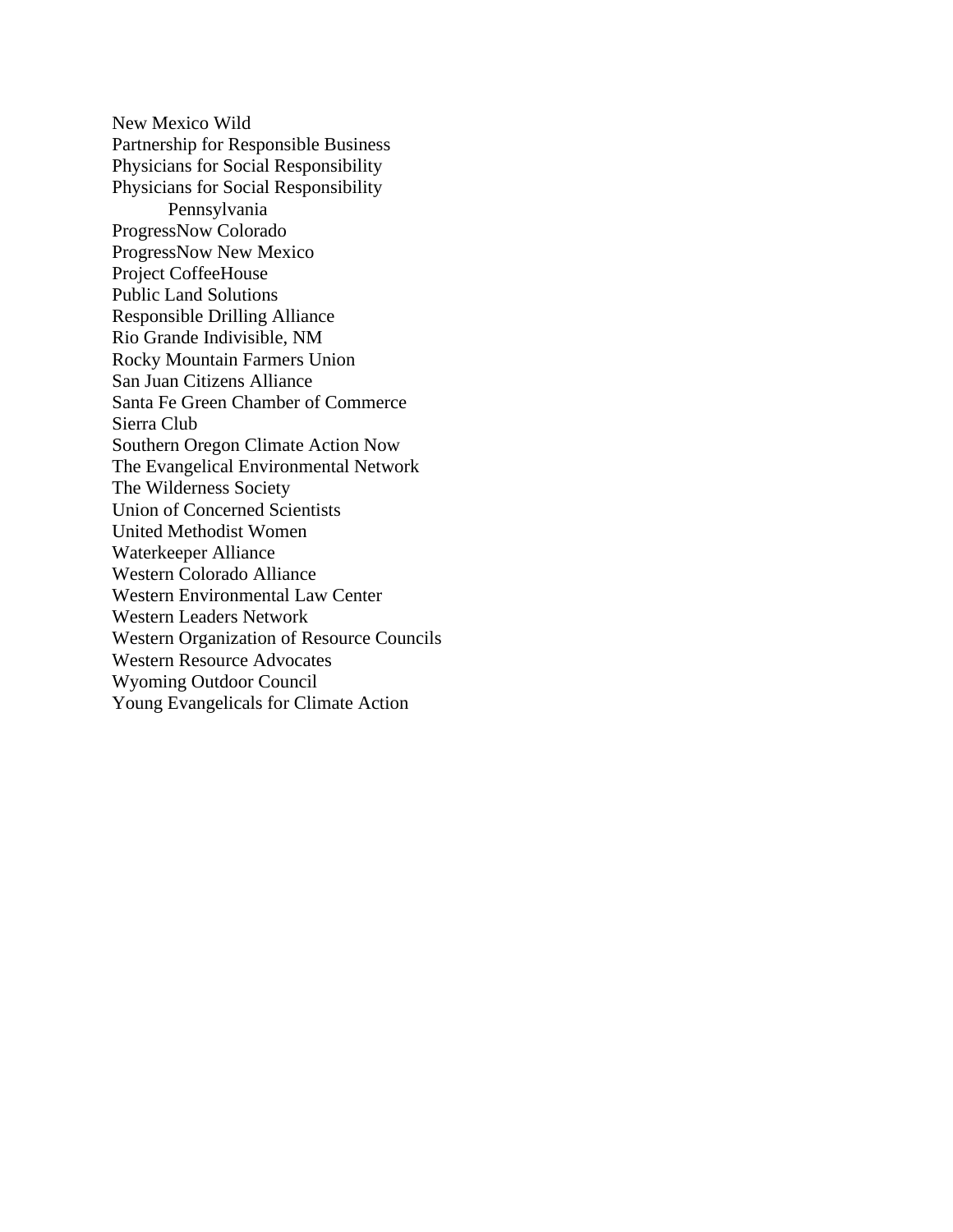New Mexico Wild
Partnership for Responsible Business
Physicians for Social Responsibility
Physicians for Social Responsibility
Pennsylvania
ProgressNow Colorado
ProgressNow New Mexico
Project CoffeeHouse
Public Land Solutions
Responsible Drilling Alliance
Rio Grande Indivisible, NM
Rocky Mountain Farmers Union
San Juan Citizens Alliance
Santa Fe Green Chamber of Commerce
Sierra Club
Southern Oregon Climate Action Now
The Evangelical Environmental Network
The Wilderness Society
Union of Concerned Scientists
United Methodist Women
Waterkeeper Alliance
Western Colorado Alliance
Western Environmental Law Center
Western Leaders Network
Western Organization of Resource Councils
Western Resource Advocates
Wyoming Outdoor Council
Young Evangelicals for Climate Action